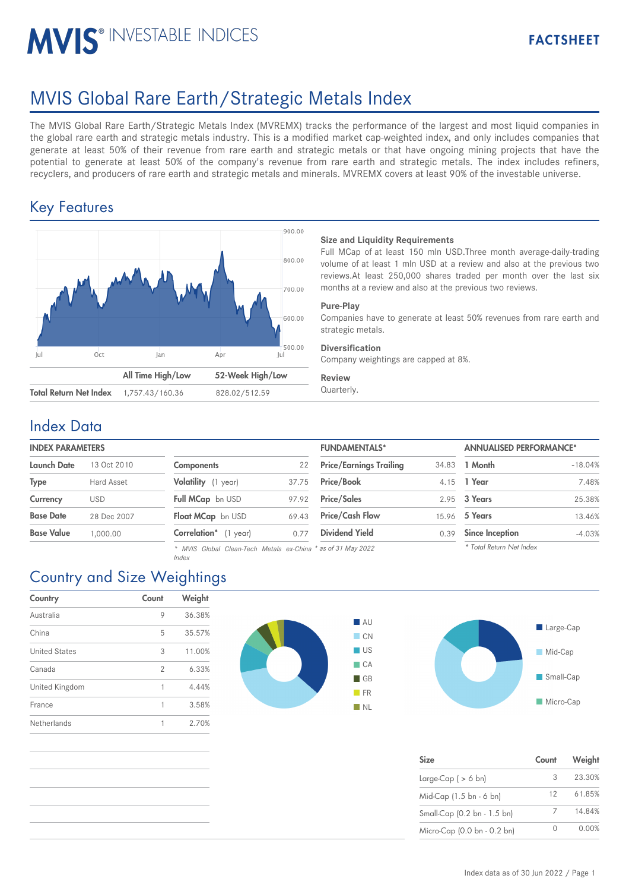# MVIS® INVESTABLE INDICES

FACTSHEET

# MVIS Global Rare Earth/Strategic Metals Index

The MVIS Global Rare Earth/Strategic Metals Index (MVREMX) tracks the performance of the largest and most liquid companies in the global rare earth and strategic metals industry. This is a modified market cap-weighted index, and only includes companies that generate at least 50% of their revenue from rare earth and strategic metals or that have ongoing mining projects that have the potential to generate at least 50% of the company's revenue from rare earth and strategic metals. The index includes refiners, recyclers, and producers of rare earth and strategic metals and minerals. MVREMX covers at least 90% of the investable universe.

## Key Features

| | All Time High/Low | 52-Week High/Low |
|---|---|---|
| Total Return Net Index | 1,757.43/160.36 | 828.02/512.59 |

### Size and Liquidity Requirements

Full MCap of at least 150 mln USD.Three month average-daily-trading volume of at least 1 mln USD at a review and also at the previous two reviews.At least 250,000 shares traded per month over the last six months at a review and also at the previous two reviews.

### Pure-Play

Companies have to generate at least 50% revenues from rare earth and strategic metals.

### Diversification

Company weightings are capped at 8%.

### Review

Quarterly.

## Index Data

| INDEX PARAMETERS | |
|---|---|
| Launch Date | 13 Oct 2010 |
| Type | Hard Asset |
| Currency | USD |
| Base Date | 28 Dec 2007 |
| Base Value | 1,000.00 |

| | |
|---|---|
| Components | 22 |
| Volatility (1 year) | 37.75 |
| Full MCap bn USD | 97.92 |
| Float MCap bn USD | 69.43 |
| Correlation* (1 year) | 0.77 |

\* MVIS Global Clean-Tech Metals ex-China Index

| FUNDAMENTALS* | |
|---|---|
| Price/Earnings Trailing | 34.83 |
| Price/Book | 4.15 |
| Price/Sales | 2.95 |
| Price/Cash Flow | 15.96 |
| Dividend Yield | 0.39 |

\* as of 31 May 2022

| ANNUALISED PERFORMANCE* | |
|---|---|
| 1 Month | -18.04% |
| 1 Year | 7.48% |
| 3 Years | 25.38% |
| 5 Years | 13.46% |
| Since Inception | -4.03% |

\* Total Return Net Index

## Country and Size Weightings

| Country | Count | Weight |
|---|---|---|
| Australia | 9 | 36.38% |
| China | 5 | 35.57% |
| United States | 3 | 11.00% |
| Canada | 2 | 6.33% |
| United Kingdom | 1 | 4.44% |
| France | 1 | 3.58% |
| Netherlands | 1 | 2.70% |

| Size | Count | Weight |
|---|---|---|
| Large-Cap ( > 6 bn) | 3 | 23.30% |
| Mid-Cap (1.5 bn - 6 bn) | 12 | 61.85% |
| Small-Cap (0.2 bn - 1.5 bn) | 7 | 14.84% |
| Micro-Cap (0.0 bn - 0.2 bn) | 0 | 0.00% |

Index data as of 30 Jun 2022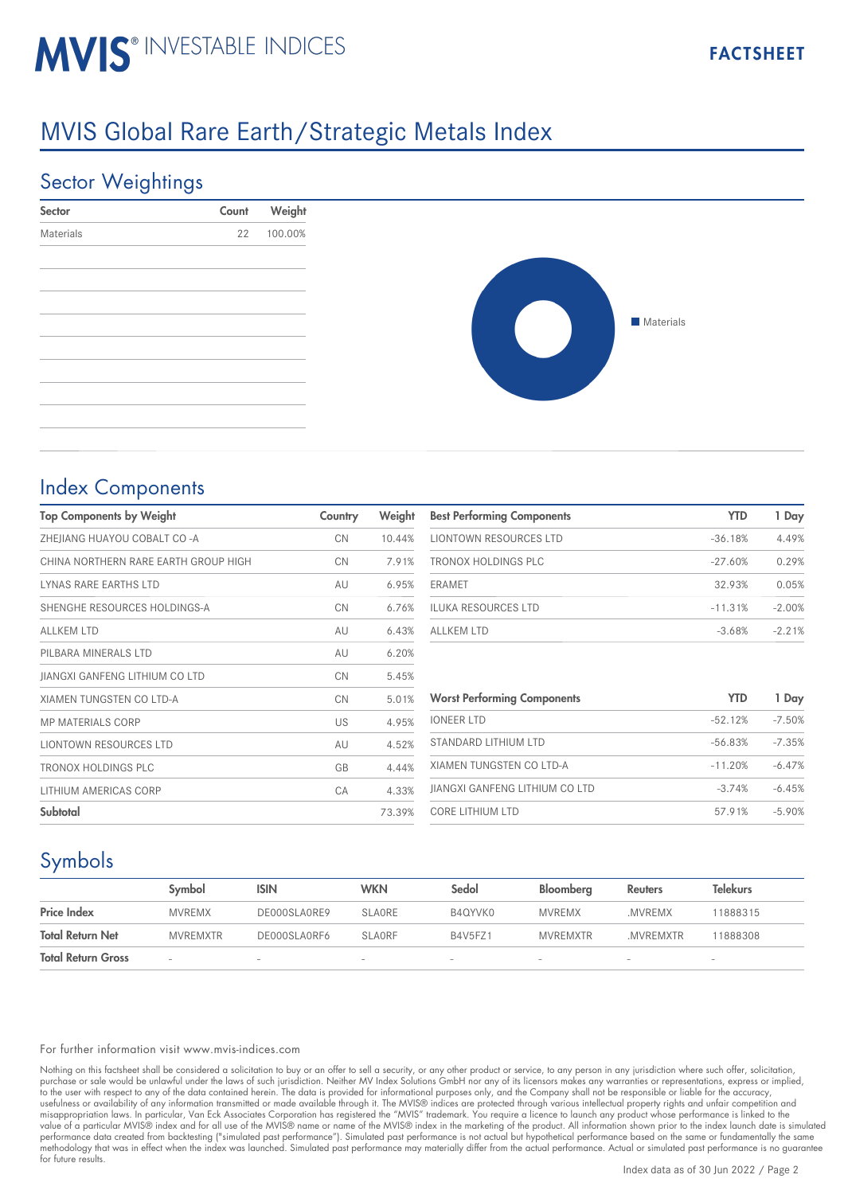# MVIS® INVESTABLE INDICES

**FACTSHEET**

# MVIS Global Rare Earth/Strategic Metals Index

## Sector Weightings

| Sector | Count | Weight |
|---|---|---|
| Materials | 22 | 100.00% |

Materials

## Index Components

| Top Components by Weight | Country | Weight |
|---|---|---|
| ZHEJIANG HUAYOU COBALT CO -A | CN | 10.44% |
| CHINA NORTHERN RARE EARTH GROUP HIGH | CN | 7.91% |
| LYNAS RARE EARTHS LTD | AU | 6.95% |
| SHENGHE RESOURCES HOLDINGS-A | CN | 6.76% |
| ALLKEM LTD | AU | 6.43% |
| PILBARA MINERALS LTD | AU | 6.20% |
| JIANGXI GANFENG LITHIUM CO LTD | CN | 5.45% |
| XIAMEN TUNGSTEN CO LTD-A | CN | 5.01% |
| MP MATERIALS CORP | US | 4.95% |
| LIONTOWN RESOURCES LTD | AU | 4.52% |
| TRONOX HOLDINGS PLC | GB | 4.44% |
| LITHIUM AMERICAS CORP | CA | 4.33% |
| **Subtotal** | | 73.39% |

| Best Performing Components | YTD | 1 Day |
|---|---|---|
| LIONTOWN RESOURCES LTD | -36.18% | 4.49% |
| TRONOX HOLDINGS PLC | -27.60% | 0.29% |
| ERAMET | 32.93% | 0.05% |
| ILUKA RESOURCES LTD | -11.31% | -2.00% |
| ALLKEM LTD | -3.68% | -2.21% |

| Worst Performing Components | YTD | 1 Day |
|---|---|---|
| IONEER LTD | -52.12% | -7.50% |
| STANDARD LITHIUM LTD | -56.83% | -7.35% |
| XIAMEN TUNGSTEN CO LTD-A | -11.20% | -6.47% |
| JIANGXI GANFENG LITHIUM CO LTD | -3.74% | -6.45% |
| CORE LITHIUM LTD | 57.91% | -5.90% |

## Symbols

| | Symbol | ISIN | WKN | Sedol | Bloomberg | Reuters | Telekurs |
|---|---|---|---|---|---|---|---|
| **Price Index** | MVREMX | DE000SLA0RE9 | SLA0RE | B4QYVK0 | MVREMX | .MVREMX | 11888315 |
| **Total Return Net** | MVREMXTR | DE000SLA0RF6 | SLA0RF | B4V5FZ1 | MVREMXTR | .MVREMXTR | 11888308 |
| **Total Return Gross** | - | - | - | - | - | - | - |

For further information visit www.mvis-indices.com

Nothing on this factsheet shall be considered a solicitation to buy or an offer to sell a security, or any other product or service, to any person in any jurisdiction where such offer, solicitation, purchase or sale would be unlawful under the laws of such jurisdiction. Neither MV Index Solutions GmbH nor any of its licensors makes any warranties or representations, express or implied, to the user with respect to any of the data contained herein. The data is provided for informational purposes only, and the Company shall not be responsible or liable for the accuracy, usefulness or availability of any information transmitted or made available through it. The MVIS® indices are protected through various intellectual property rights and unfair competition and misappropriation laws. In particular, Van Eck Associates Corporation has registered the "MVIS" trademark. You require a licence to launch any product whose performance is linked to the value of a particular MVIS® index and for all use of the MVIS® name or name of the MVIS® index in the marketing of the product. All information shown prior to the index launch date is simulated performance data created from backtesting ("simulated past performance"). Simulated past performance is not actual but hypothetical performance based on the same or fundamentally the same methodology that was in effect when the index was launched. Simulated past performance may materially differ from the actual performance. Actual or simulated past performance is no guarantee for future results.

Index data as of 30 Jun 2022